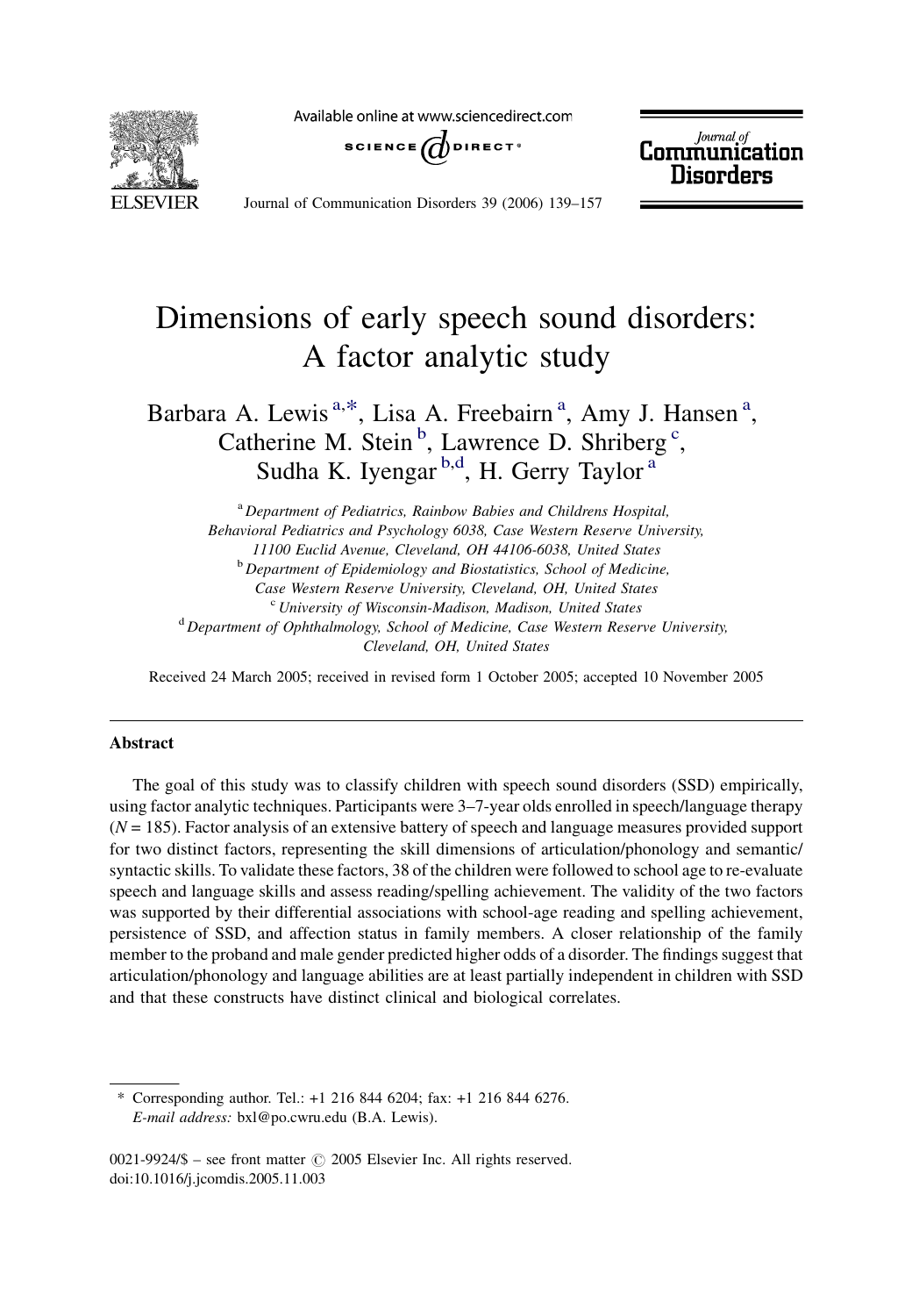# Dimensions of early speech sound disorders: A factor analytic study

Barbara A. Lewis [a,*], Lisa A. Freebairn [a], Amy J. Hansen [a], Catherine M. Stein [b], Lawrence D. Shriberg [c], Sudha K. Iyengar [b,d], H. Gerry Taylor [a]

[a] *Department of Pediatrics, Rainbow Babies and Childrens Hospital, Behavioral Pediatrics and Psychology 6038, Case Western Reserve University, 11100 Euclid Avenue, Cleveland, OH 44106-6038, United States*

[b] *Department of Epidemiology and Biostatistics, School of Medicine, Case Western Reserve University, Cleveland, OH, United States*

[c] *University of Wisconsin-Madison, Madison, United States*

[d] *Department of Ophthalmology, School of Medicine, Case Western Reserve University, Cleveland, OH, United States*

Received 24 March 2005; received in revised form 1 October 2005; accepted 10 November 2005

## Abstract

The goal of this study was to classify children with speech sound disorders (SSD) empirically, using factor analytic techniques. Participants were 3–7-year olds enrolled in speech/language therapy ($N = 185$). Factor analysis of an extensive battery of speech and language measures provided support for two distinct factors, representing the skill dimensions of articulation/phonology and semantic/syntactic skills. To validate these factors, 38 of the children were followed to school age to re-evaluate speech and language skills and assess reading/spelling achievement. The validity of the two factors was supported by their differential associations with school-age reading and spelling achievement, persistence of SSD, and affection status in family members. A closer relationship of the family member to the proband and male gender predicted higher odds of a disorder. The findings suggest that articulation/phonology and language abilities are at least partially independent in children with SSD and that these constructs have distinct clinical and biological correlates.

\* Corresponding author. Tel.: +1 216 844 6204; fax: +1 216 844 6276.
*E-mail address:* bxl@po.cwru.edu (B.A. Lewis).

0021-9924/$ – see front matter © 2005 Elsevier Inc. All rights reserved.
doi:10.1016/j.jcomdis.2005.11.003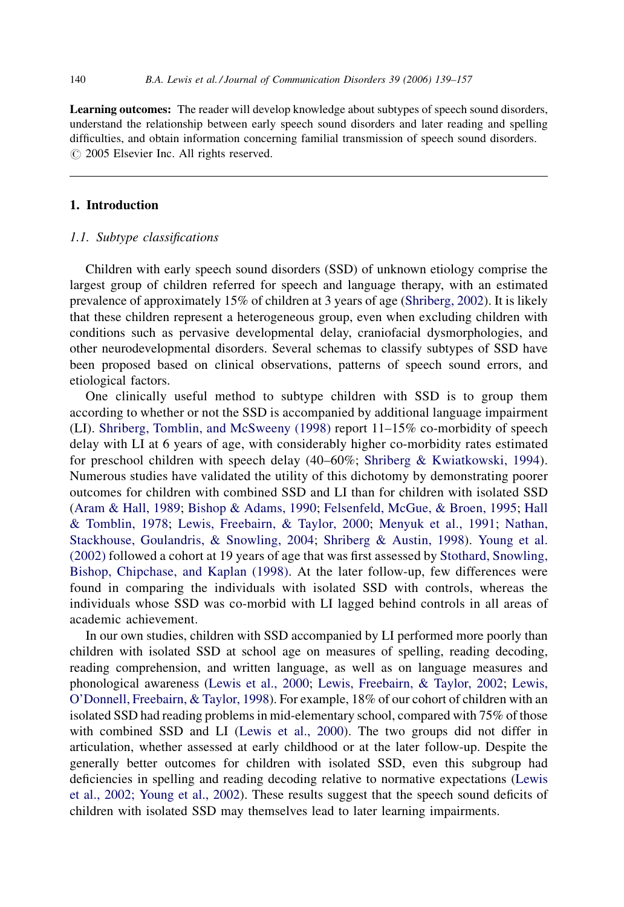**Learning outcomes:** The reader will develop knowledge about subtypes of speech sound disorders, understand the relationship between early speech sound disorders and later reading and spelling difficulties, and obtain information concerning familial transmission of speech sound disorders. © 2005 Elsevier Inc. All rights reserved.

---

## 1. Introduction

### 1.1. Subtype classifications

Children with early speech sound disorders (SSD) of unknown etiology comprise the largest group of children referred for speech and language therapy, with an estimated prevalence of approximately 15% of children at 3 years of age (Shriberg, 2002). It is likely that these children represent a heterogeneous group, even when excluding children with conditions such as pervasive developmental delay, craniofacial dysmorphologies, and other neurodevelopmental disorders. Several schemas to classify subtypes of SSD have been proposed based on clinical observations, patterns of speech sound errors, and etiological factors.

One clinically useful method to subtype children with SSD is to group them according to whether or not the SSD is accompanied by additional language impairment (LI). Shriberg, Tomblin, and McSweeny (1998) report 11–15% co-morbidity of speech delay with LI at 6 years of age, with considerably higher co-morbidity rates estimated for preschool children with speech delay (40–60%; Shriberg & Kwiatkowski, 1994). Numerous studies have validated the utility of this dichotomy by demonstrating poorer outcomes for children with combined SSD and LI than for children with isolated SSD (Aram & Hall, 1989; Bishop & Adams, 1990; Felsenfeld, McGue, & Broen, 1995; Hall & Tomblin, 1978; Lewis, Freebairn, & Taylor, 2000; Menyuk et al., 1991; Nathan, Stackhouse, Goulandris, & Snowling, 2004; Shriberg & Austin, 1998). Young et al. (2002) followed a cohort at 19 years of age that was first assessed by Stothard, Snowling, Bishop, Chipchase, and Kaplan (1998). At the later follow-up, few differences were found in comparing the individuals with isolated SSD with controls, whereas the individuals whose SSD was co-morbid with LI lagged behind controls in all areas of academic achievement.

In our own studies, children with SSD accompanied by LI performed more poorly than children with isolated SSD at school age on measures of spelling, reading decoding, reading comprehension, and written language, as well as on language measures and phonological awareness (Lewis et al., 2000; Lewis, Freebairn, & Taylor, 2002; Lewis, O'Donnell, Freebairn, & Taylor, 1998). For example, 18% of our cohort of children with an isolated SSD had reading problems in mid-elementary school, compared with 75% of those with combined SSD and LI (Lewis et al., 2000). The two groups did not differ in articulation, whether assessed at early childhood or at the later follow-up. Despite the generally better outcomes for children with isolated SSD, even this subgroup had deficiencies in spelling and reading decoding relative to normative expectations (Lewis et al., 2002; Young et al., 2002). These results suggest that the speech sound deficits of children with isolated SSD may themselves lead to later learning impairments.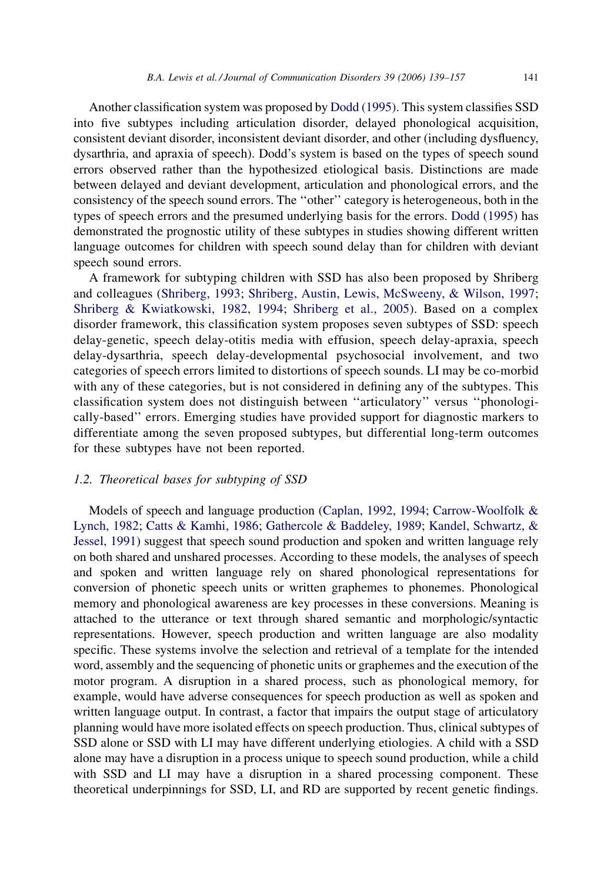Another classification system was proposed by Dodd (1995). This system classifies SSD into five subtypes including articulation disorder, delayed phonological acquisition, consistent deviant disorder, inconsistent deviant disorder, and other (including dysfluency, dysarthria, and apraxia of speech). Dodd's system is based on the types of speech sound errors observed rather than the hypothesized etiological basis. Distinctions are made between delayed and deviant development, articulation and phonological errors, and the consistency of the speech sound errors. The ''other'' category is heterogeneous, both in the types of speech errors and the presumed underlying basis for the errors. Dodd (1995) has demonstrated the prognostic utility of these subtypes in studies showing different written language outcomes for children with speech sound delay than for children with deviant speech sound errors.

A framework for subtyping children with SSD has also been proposed by Shriberg and colleagues (Shriberg, 1993; Shriberg, Austin, Lewis, McSweeny, & Wilson, 1997; Shriberg & Kwiatkowski, 1982, 1994; Shriberg et al., 2005). Based on a complex disorder framework, this classification system proposes seven subtypes of SSD: speech delay-genetic, speech delay-otitis media with effusion, speech delay-apraxia, speech delay-dysarthria, speech delay-developmental psychosocial involvement, and two categories of speech errors limited to distortions of speech sounds. LI may be co-morbid with any of these categories, but is not considered in defining any of the subtypes. This classification system does not distinguish between ''articulatory'' versus ''phonologically-based'' errors. Emerging studies have provided support for diagnostic markers to differentiate among the seven proposed subtypes, but differential long-term outcomes for these subtypes have not been reported.

### *1.2. Theoretical bases for subtyping of SSD*

Models of speech and language production (Caplan, 1992, 1994; Carrow-Woolfolk & Lynch, 1982; Catts & Kamhi, 1986; Gathercole & Baddeley, 1989; Kandel, Schwartz, & Jessel, 1991) suggest that speech sound production and spoken and written language rely on both shared and unshared processes. According to these models, the analyses of speech and spoken and written language rely on shared phonological representations for conversion of phonetic speech units or written graphemes to phonemes. Phonological memory and phonological awareness are key processes in these conversions. Meaning is attached to the utterance or text through shared semantic and morphologic/syntactic representations. However, speech production and written language are also modality specific. These systems involve the selection and retrieval of a template for the intended word, assembly and the sequencing of phonetic units or graphemes and the execution of the motor program. A disruption in a shared process, such as phonological memory, for example, would have adverse consequences for speech production as well as spoken and written language output. In contrast, a factor that impairs the output stage of articulatory planning would have more isolated effects on speech production. Thus, clinical subtypes of SSD alone or SSD with LI may have different underlying etiologies. A child with a SSD alone may have a disruption in a process unique to speech sound production, while a child with SSD and LI may have a disruption in a shared processing component. These theoretical underpinnings for SSD, LI, and RD are supported by recent genetic findings.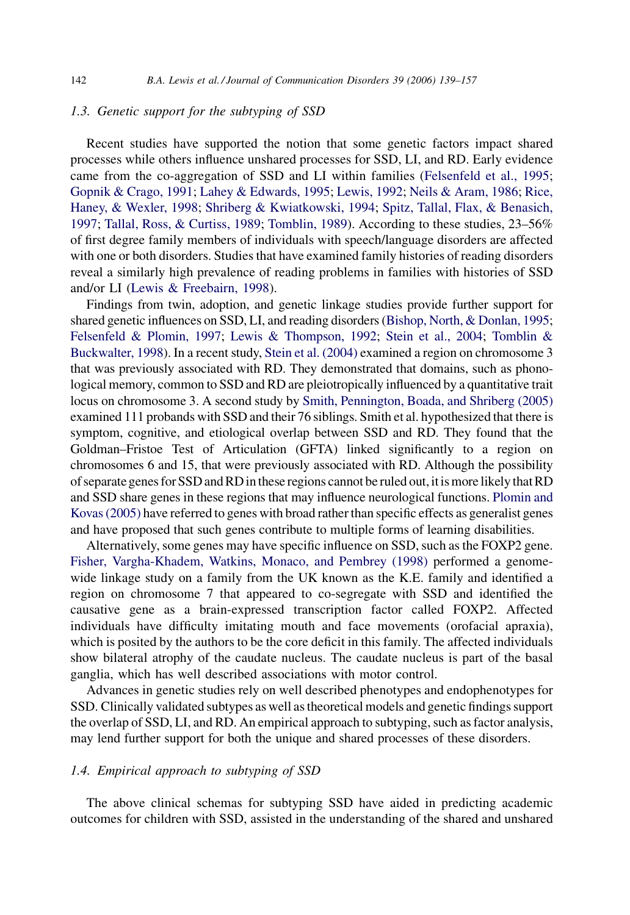### 1.3. Genetic support for the subtyping of SSD

Recent studies have supported the notion that some genetic factors impact shared processes while others influence unshared processes for SSD, LI, and RD. Early evidence came from the co-aggregation of SSD and LI within families (Felsenfeld et al., 1995; Gopnik & Crago, 1991; Lahey & Edwards, 1995; Lewis, 1992; Neils & Aram, 1986; Rice, Haney, & Wexler, 1998; Shriberg & Kwiatkowski, 1994; Spitz, Tallal, Flax, & Benasich, 1997; Tallal, Ross, & Curtiss, 1989; Tomblin, 1989). According to these studies, 23–56% of first degree family members of individuals with speech/language disorders are affected with one or both disorders. Studies that have examined family histories of reading disorders reveal a similarly high prevalence of reading problems in families with histories of SSD and/or LI (Lewis & Freebairn, 1998).

Findings from twin, adoption, and genetic linkage studies provide further support for shared genetic influences on SSD, LI, and reading disorders (Bishop, North, & Donlan, 1995; Felsenfeld & Plomin, 1997; Lewis & Thompson, 1992; Stein et al., 2004; Tomblin & Buckwalter, 1998). In a recent study, Stein et al. (2004) examined a region on chromosome 3 that was previously associated with RD. They demonstrated that domains, such as phonological memory, common to SSD and RD are pleiotropically influenced by a quantitative trait locus on chromosome 3. A second study by Smith, Pennington, Boada, and Shriberg (2005) examined 111 probands with SSD and their 76 siblings. Smith et al. hypothesized that there is symptom, cognitive, and etiological overlap between SSD and RD. They found that the Goldman–Fristoe Test of Articulation (GFTA) linked significantly to a region on chromosomes 6 and 15, that were previously associated with RD. Although the possibility of separate genes for SSD and RD in these regions cannot be ruled out, it is more likely that RD and SSD share genes in these regions that may influence neurological functions. Plomin and Kovas (2005) have referred to genes with broad rather than specific effects as generalist genes and have proposed that such genes contribute to multiple forms of learning disabilities.

Alternatively, some genes may have specific influence on SSD, such as the FOXP2 gene. Fisher, Vargha-Khadem, Watkins, Monaco, and Pembrey (1998) performed a genome-wide linkage study on a family from the UK known as the K.E. family and identified a region on chromosome 7 that appeared to co-segregate with SSD and identified the causative gene as a brain-expressed transcription factor called FOXP2. Affected individuals have difficulty imitating mouth and face movements (orofacial apraxia), which is posited by the authors to be the core deficit in this family. The affected individuals show bilateral atrophy of the caudate nucleus. The caudate nucleus is part of the basal ganglia, which has well described associations with motor control.

Advances in genetic studies rely on well described phenotypes and endophenotypes for SSD. Clinically validated subtypes as well as theoretical models and genetic findings support the overlap of SSD, LI, and RD. An empirical approach to subtyping, such as factor analysis, may lend further support for both the unique and shared processes of these disorders.

### 1.4. Empirical approach to subtyping of SSD

The above clinical schemas for subtyping SSD have aided in predicting academic outcomes for children with SSD, assisted in the understanding of the shared and unshared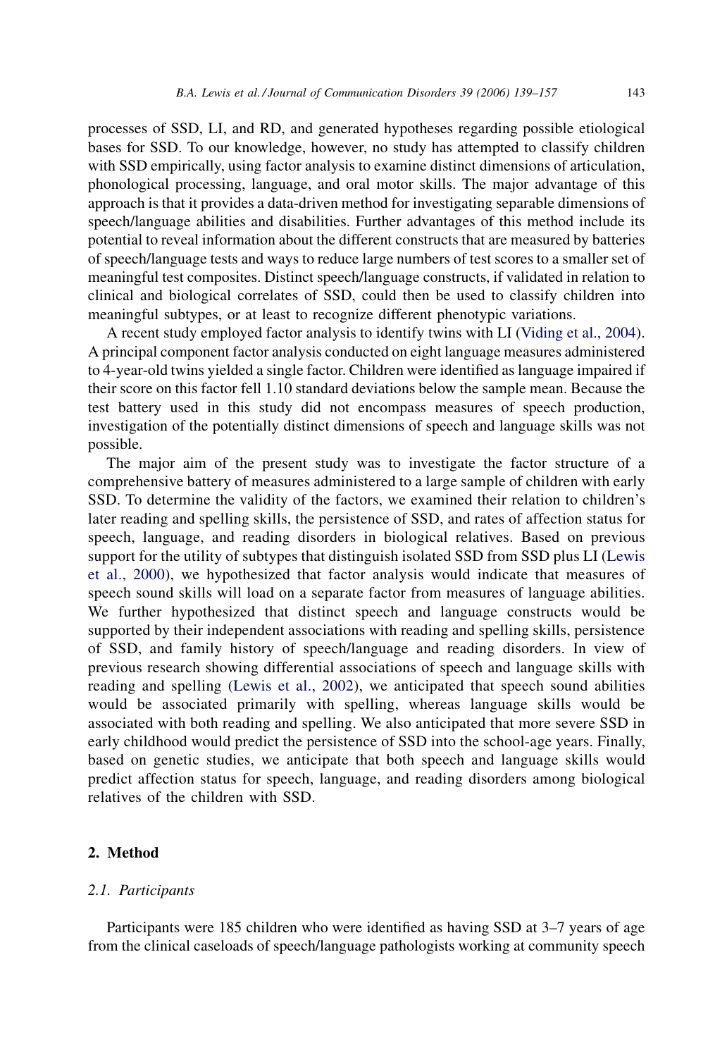processes of SSD, LI, and RD, and generated hypotheses regarding possible etiological bases for SSD. To our knowledge, however, no study has attempted to classify children with SSD empirically, using factor analysis to examine distinct dimensions of articulation, phonological processing, language, and oral motor skills. The major advantage of this approach is that it provides a data-driven method for investigating separable dimensions of speech/language abilities and disabilities. Further advantages of this method include its potential to reveal information about the different constructs that are measured by batteries of speech/language tests and ways to reduce large numbers of test scores to a smaller set of meaningful test composites. Distinct speech/language constructs, if validated in relation to clinical and biological correlates of SSD, could then be used to classify children into meaningful subtypes, or at least to recognize different phenotypic variations.

A recent study employed factor analysis to identify twins with LI (Viding et al., 2004). A principal component factor analysis conducted on eight language measures administered to 4-year-old twins yielded a single factor. Children were identified as language impaired if their score on this factor fell 1.10 standard deviations below the sample mean. Because the test battery used in this study did not encompass measures of speech production, investigation of the potentially distinct dimensions of speech and language skills was not possible.

The major aim of the present study was to investigate the factor structure of a comprehensive battery of measures administered to a large sample of children with early SSD. To determine the validity of the factors, we examined their relation to children's later reading and spelling skills, the persistence of SSD, and rates of affection status for speech, language, and reading disorders in biological relatives. Based on previous support for the utility of subtypes that distinguish isolated SSD from SSD plus LI (Lewis et al., 2000), we hypothesized that factor analysis would indicate that measures of speech sound skills will load on a separate factor from measures of language abilities. We further hypothesized that distinct speech and language constructs would be supported by their independent associations with reading and spelling skills, persistence of SSD, and family history of speech/language and reading disorders. In view of previous research showing differential associations of speech and language skills with reading and spelling (Lewis et al., 2002), we anticipated that speech sound abilities would be associated primarily with spelling, whereas language skills would be associated with both reading and spelling. We also anticipated that more severe SSD in early childhood would predict the persistence of SSD into the school-age years. Finally, based on genetic studies, we anticipate that both speech and language skills would predict affection status for speech, language, and reading disorders among biological relatives of the children with SSD.

## 2. Method

### 2.1. Participants

Participants were 185 children who were identified as having SSD at 3–7 years of age from the clinical caseloads of speech/language pathologists working at community speech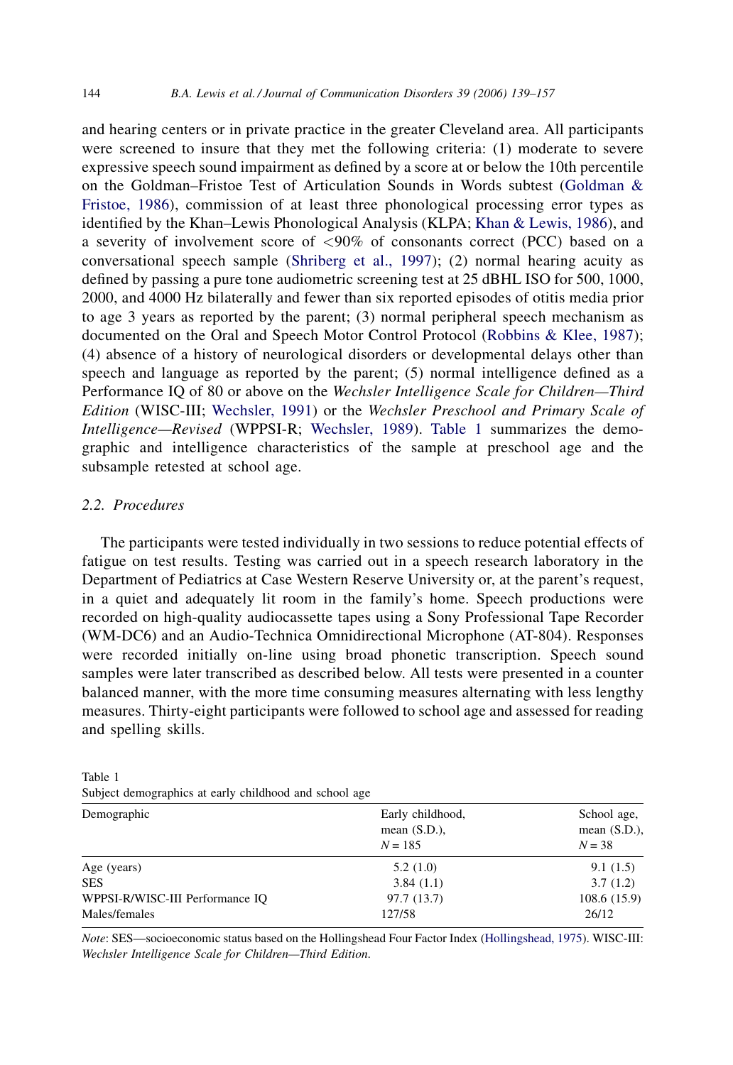and hearing centers or in private practice in the greater Cleveland area. All participants were screened to insure that they met the following criteria: (1) moderate to severe expressive speech sound impairment as defined by a score at or below the 10th percentile on the Goldman–Fristoe Test of Articulation Sounds in Words subtest (Goldman & Fristoe, 1986), commission of at least three phonological processing error types as identified by the Khan–Lewis Phonological Analysis (KLPA; Khan & Lewis, 1986), and a severity of involvement score of <90% of consonants correct (PCC) based on a conversational speech sample (Shriberg et al., 1997); (2) normal hearing acuity as defined by passing a pure tone audiometric screening test at 25 dBHL ISO for 500, 1000, 2000, and 4000 Hz bilaterally and fewer than six reported episodes of otitis media prior to age 3 years as reported by the parent; (3) normal peripheral speech mechanism as documented on the Oral and Speech Motor Control Protocol (Robbins & Klee, 1987); (4) absence of a history of neurological disorders or developmental delays other than speech and language as reported by the parent; (5) normal intelligence defined as a Performance IQ of 80 or above on the *Wechsler Intelligence Scale for Children—Third Edition* (WISC-III; Wechsler, 1991) or the *Wechsler Preschool and Primary Scale of Intelligence—Revised* (WPPSI-R; Wechsler, 1989). Table 1 summarizes the demographic and intelligence characteristics of the sample at preschool age and the subsample retested at school age.

### 2.2. Procedures

The participants were tested individually in two sessions to reduce potential effects of fatigue on test results. Testing was carried out in a speech research laboratory in the Department of Pediatrics at Case Western Reserve University or, at the parent's request, in a quiet and adequately lit room in the family's home. Speech productions were recorded on high-quality audiocassette tapes using a Sony Professional Tape Recorder (WM-DC6) and an Audio-Technica Omnidirectional Microphone (AT-804). Responses were recorded initially on-line using broad phonetic transcription. Speech sound samples were later transcribed as described below. All tests were presented in a counter balanced manner, with the more time consuming measures alternating with less lengthy measures. Thirty-eight participants were followed to school age and assessed for reading and spelling skills.

Table 1
Subject demographics at early childhood and school age

| Demographic | Early childhood, mean (S.D.), $N = 185$ | School age, mean (S.D.), $N = 38$ |
|---|---|---|
| Age (years) | 5.2 (1.0) | 9.1 (1.5) |
| SES | 3.84 (1.1) | 3.7 (1.2) |
| WPPSI-R/WISC-III Performance IQ | 97.7 (13.7) | 108.6 (15.9) |
| Males/females | 127/58 | 26/12 |

*Note*: SES—socioeconomic status based on the Hollingshead Four Factor Index (Hollingshead, 1975). WISC-III: *Wechsler Intelligence Scale for Children—Third Edition*.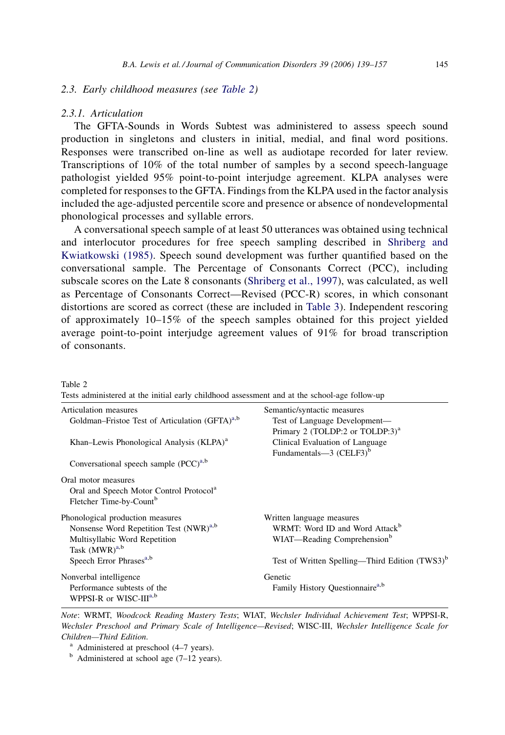### 2.3. Early childhood measures (see Table 2)

#### 2.3.1. Articulation

The GFTA-Sounds in Words Subtest was administered to assess speech sound production in singletons and clusters in initial, medial, and final word positions. Responses were transcribed on-line as well as audiotape recorded for later review. Transcriptions of 10% of the total number of samples by a second speech-language pathologist yielded 95% point-to-point interjudge agreement. KLPA analyses were completed for responses to the GFTA. Findings from the KLPA used in the factor analysis included the age-adjusted percentile score and presence or absence of nondevelopmental phonological processes and syllable errors.

A conversational speech sample of at least 50 utterances was obtained using technical and interlocutor procedures for free speech sampling described in Shriberg and Kwiatkowski (1985). Speech sound development was further quantified based on the conversational sample. The Percentage of Consonants Correct (PCC), including subscale scores on the Late 8 consonants (Shriberg et al., 1997), was calculated, as well as Percentage of Consonants Correct—Revised (PCC-R) scores, in which consonant distortions are scored as correct (these are included in Table 3). Independent rescoring of approximately 10–15% of the speech samples obtained for this project yielded average point-to-point interjudge agreement values of 91% for broad transcription of consonants.

Table 2
Tests administered at the initial early childhood assessment and at the school-age follow-up

| | |
|---|---|
| Articulation measures | Semantic/syntactic measures |
| Goldman–Fristoe Test of Articulation (GFTA)[a,b] | Test of Language Development—Primary 2 (TOLDP:2 or TOLDP:3)[a] |
| Khan–Lewis Phonological Analysis (KLPA)[a] | Clinical Evaluation of Language Fundamentals—3 (CELF3)[b] |
| Conversational speech sample (PCC)[a,b] | |
| Oral motor measures | |
| Oral and Speech Motor Control Protocol[a] | |
| Fletcher Time-by-Count[b] | |
| Phonological production measures | Written language measures |
| Nonsense Word Repetition Test (NWR)[a,b] | WRMT: Word ID and Word Attack[b] |
| Multisyllabic Word Repetition Task (MWR)[a,b] | WIAT—Reading Comprehension[b] |
| Speech Error Phrases[a,b] | Test of Written Spelling—Third Edition (TWS3)[b] |
| Nonverbal intelligence | Genetic |
| Performance subtests of the WPPSI-R or WISC-III[a,b] | Family History Questionnaire[a,b] |

*Note*: WRMT, *Woodcock Reading Mastery Tests*; WIAT, *Wechsler Individual Achievement Test*; WPPSI-R, *Wechsler Preschool and Primary Scale of Intelligence—Revised*; WISC-III, *Wechsler Intelligence Scale for Children—Third Edition*.

[a] Administered at preschool (4–7 years).

[b] Administered at school age (7–12 years).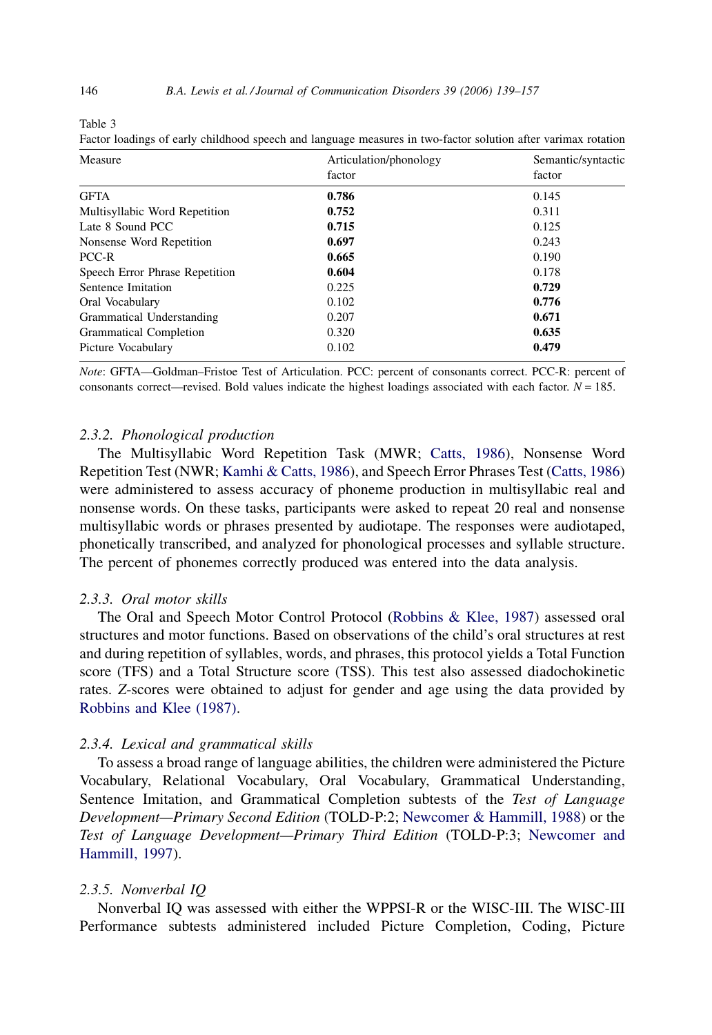Table 3

Factor loadings of early childhood speech and language measures in two-factor solution after varimax rotation

| Measure | Articulation/phonology factor | Semantic/syntactic factor |
|---|---|---|
| GFTA | **0.786** | 0.145 |
| Multisyllabic Word Repetition | **0.752** | 0.311 |
| Late 8 Sound PCC | **0.715** | 0.125 |
| Nonsense Word Repetition | **0.697** | 0.243 |
| PCC-R | **0.665** | 0.190 |
| Speech Error Phrase Repetition | **0.604** | 0.178 |
| Sentence Imitation | 0.225 | **0.729** |
| Oral Vocabulary | 0.102 | **0.776** |
| Grammatical Understanding | 0.207 | **0.671** |
| Grammatical Completion | 0.320 | **0.635** |
| Picture Vocabulary | 0.102 | **0.479** |

*Note*: GFTA—Goldman–Fristoe Test of Articulation. PCC: percent of consonants correct. PCC-R: percent of consonants correct—revised. Bold values indicate the highest loadings associated with each factor. $N = 185$.

### 2.3.2. *Phonological production*

The Multisyllabic Word Repetition Task (MWR; Catts, 1986), Nonsense Word Repetition Test (NWR; Kamhi & Catts, 1986), and Speech Error Phrases Test (Catts, 1986) were administered to assess accuracy of phoneme production in multisyllabic real and nonsense words. On these tasks, participants were asked to repeat 20 real and nonsense multisyllabic words or phrases presented by audiotape. The responses were audiotaped, phonetically transcribed, and analyzed for phonological processes and syllable structure. The percent of phonemes correctly produced was entered into the data analysis.

### 2.3.3. *Oral motor skills*

The Oral and Speech Motor Control Protocol (Robbins & Klee, 1987) assessed oral structures and motor functions. Based on observations of the child's oral structures at rest and during repetition of syllables, words, and phrases, this protocol yields a Total Function score (TFS) and a Total Structure score (TSS). This test also assessed diadochokinetic rates. *Z*-scores were obtained to adjust for gender and age using the data provided by Robbins and Klee (1987).

### 2.3.4. *Lexical and grammatical skills*

To assess a broad range of language abilities, the children were administered the Picture Vocabulary, Relational Vocabulary, Oral Vocabulary, Grammatical Understanding, Sentence Imitation, and Grammatical Completion subtests of the *Test of Language Development—Primary Second Edition* (TOLD-P:2; Newcomer & Hammill, 1988) or the *Test of Language Development—Primary Third Edition* (TOLD-P:3; Newcomer and Hammill, 1997).

### 2.3.5. *Nonverbal IQ*

Nonverbal IQ was assessed with either the WPPSI-R or the WISC-III. The WISC-III Performance subtests administered included Picture Completion, Coding, Picture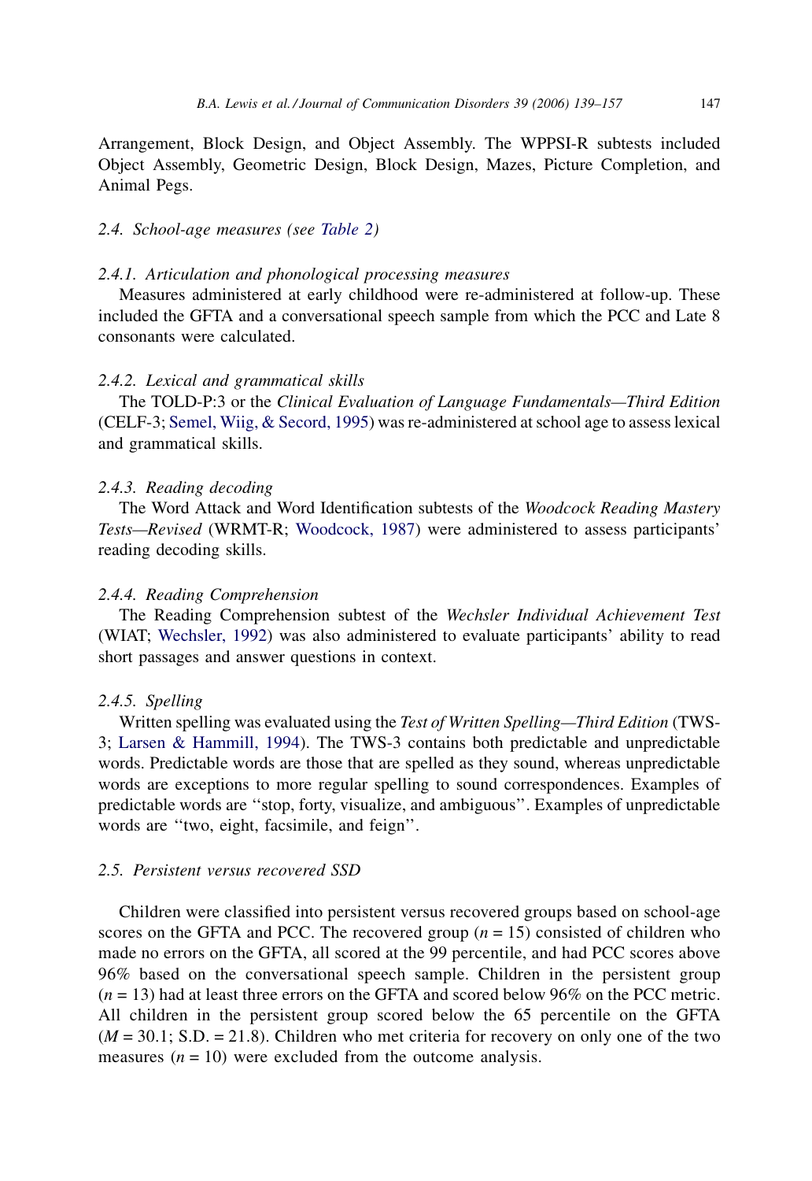Arrangement, Block Design, and Object Assembly. The WPPSI-R subtests included Object Assembly, Geometric Design, Block Design, Mazes, Picture Completion, and Animal Pegs.

### 2.4. School-age measures (see Table 2)

#### 2.4.1. Articulation and phonological processing measures

Measures administered at early childhood were re-administered at follow-up. These included the GFTA and a conversational speech sample from which the PCC and Late 8 consonants were calculated.

#### 2.4.2. Lexical and grammatical skills

The TOLD-P:3 or the *Clinical Evaluation of Language Fundamentals—Third Edition* (CELF-3; Semel, Wiig, & Secord, 1995) was re-administered at school age to assess lexical and grammatical skills.

#### 2.4.3. Reading decoding

The Word Attack and Word Identification subtests of the *Woodcock Reading Mastery Tests—Revised* (WRMT-R; Woodcock, 1987) were administered to assess participants' reading decoding skills.

#### 2.4.4. Reading Comprehension

The Reading Comprehension subtest of the *Wechsler Individual Achievement Test* (WIAT; Wechsler, 1992) was also administered to evaluate participants' ability to read short passages and answer questions in context.

#### 2.4.5. Spelling

Written spelling was evaluated using the *Test of Written Spelling—Third Edition* (TWS-3; Larsen & Hammill, 1994). The TWS-3 contains both predictable and unpredictable words. Predictable words are those that are spelled as they sound, whereas unpredictable words are exceptions to more regular spelling to sound correspondences. Examples of predictable words are ''stop, forty, visualize, and ambiguous''. Examples of unpredictable words are ''two, eight, facsimile, and feign''.

### 2.5. Persistent versus recovered SSD

Children were classified into persistent versus recovered groups based on school-age scores on the GFTA and PCC. The recovered group ($n = 15$) consisted of children who made no errors on the GFTA, all scored at the 99 percentile, and had PCC scores above 96% based on the conversational speech sample. Children in the persistent group ($n = 13$) had at least three errors on the GFTA and scored below 96% on the PCC metric. All children in the persistent group scored below the 65 percentile on the GFTA ($M = 30.1$; S.D. = 21.8). Children who met criteria for recovery on only one of the two measures ($n = 10$) were excluded from the outcome analysis.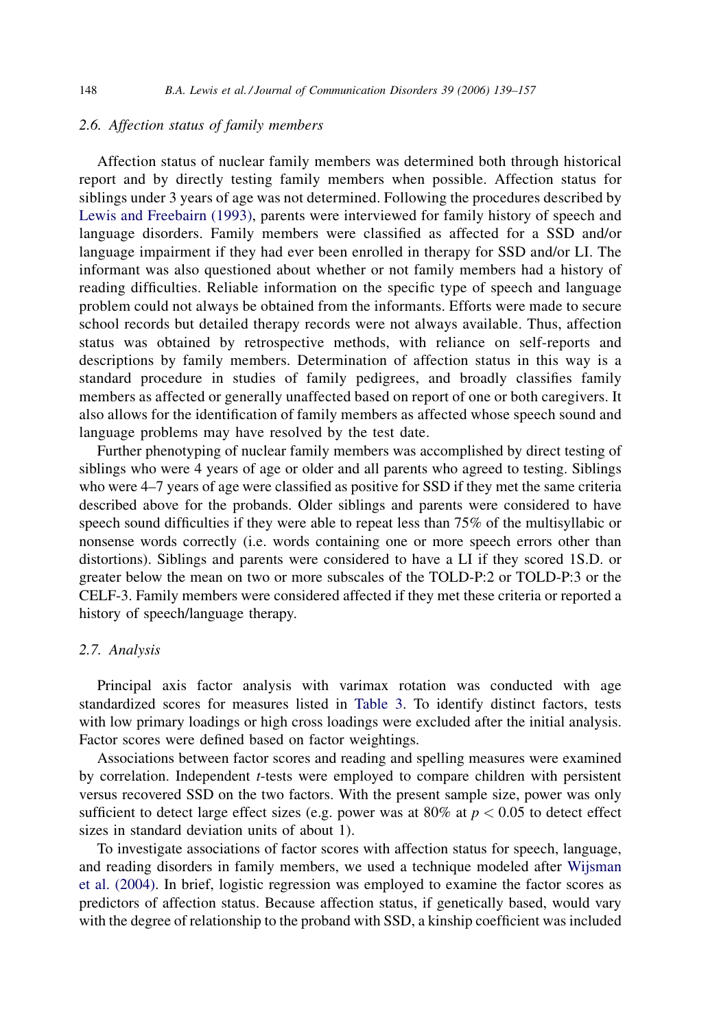### 2.6. Affection status of family members

Affection status of nuclear family members was determined both through historical report and by directly testing family members when possible. Affection status for siblings under 3 years of age was not determined. Following the procedures described by Lewis and Freebairn (1993), parents were interviewed for family history of speech and language disorders. Family members were classified as affected for a SSD and/or language impairment if they had ever been enrolled in therapy for SSD and/or LI. The informant was also questioned about whether or not family members had a history of reading difficulties. Reliable information on the specific type of speech and language problem could not always be obtained from the informants. Efforts were made to secure school records but detailed therapy records were not always available. Thus, affection status was obtained by retrospective methods, with reliance on self-reports and descriptions by family members. Determination of affection status in this way is a standard procedure in studies of family pedigrees, and broadly classifies family members as affected or generally unaffected based on report of one or both caregivers. It also allows for the identification of family members as affected whose speech sound and language problems may have resolved by the test date.

Further phenotyping of nuclear family members was accomplished by direct testing of siblings who were 4 years of age or older and all parents who agreed to testing. Siblings who were 4–7 years of age were classified as positive for SSD if they met the same criteria described above for the probands. Older siblings and parents were considered to have speech sound difficulties if they were able to repeat less than 75% of the multisyllabic or nonsense words correctly (i.e. words containing one or more speech errors other than distortions). Siblings and parents were considered to have a LI if they scored 1S.D. or greater below the mean on two or more subscales of the TOLD-P:2 or TOLD-P:3 or the CELF-3. Family members were considered affected if they met these criteria or reported a history of speech/language therapy.

### 2.7. Analysis

Principal axis factor analysis with varimax rotation was conducted with age standardized scores for measures listed in Table 3. To identify distinct factors, tests with low primary loadings or high cross loadings were excluded after the initial analysis. Factor scores were defined based on factor weightings.

Associations between factor scores and reading and spelling measures were examined by correlation. Independent *t*-tests were employed to compare children with persistent versus recovered SSD on the two factors. With the present sample size, power was only sufficient to detect large effect sizes (e.g. power was at 80% at $p < 0.05$ to detect effect sizes in standard deviation units of about 1).

To investigate associations of factor scores with affection status for speech, language, and reading disorders in family members, we used a technique modeled after Wijsman et al. (2004). In brief, logistic regression was employed to examine the factor scores as predictors of affection status. Because affection status, if genetically based, would vary with the degree of relationship to the proband with SSD, a kinship coefficient was included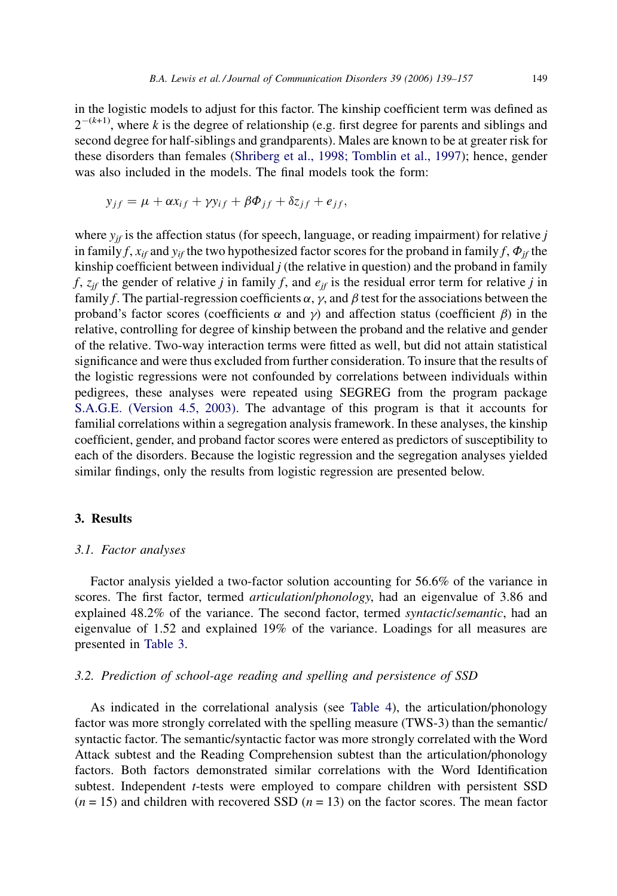in the logistic models to adjust for this factor. The kinship coefficient term was defined as $2^{-(k+1)}$, where $k$ is the degree of relationship (e.g. first degree for parents and siblings and second degree for half-siblings and grandparents). Males are known to be at greater risk for these disorders than females (Shriberg et al., 1998; Tomblin et al., 1997); hence, gender was also included in the models. The final models took the form:

$$y_{jf} = \mu + \alpha x_{if} + \gamma y_{if} + \beta \Phi_{jf} + \delta z_{jf} + e_{jf},$$

where $y_{jf}$ is the affection status (for speech, language, or reading impairment) for relative $j$ in family $f$, $x_{if}$ and $y_{if}$ the two hypothesized factor scores for the proband in family $f$, $\Phi_{jf}$ the kinship coefficient between individual $j$ (the relative in question) and the proband in family $f$, $z_{jf}$ the gender of relative $j$ in family $f$, and $e_{jf}$ is the residual error term for relative $j$ in family $f$. The partial-regression coefficients $\alpha$, $\gamma$, and $\beta$ test for the associations between the proband's factor scores (coefficients $\alpha$ and $\gamma$) and affection status (coefficient $\beta$) in the relative, controlling for degree of kinship between the proband and the relative and gender of the relative. Two-way interaction terms were fitted as well, but did not attain statistical significance and were thus excluded from further consideration. To insure that the results of the logistic regressions were not confounded by correlations between individuals within pedigrees, these analyses were repeated using SEGREG from the program package S.A.G.E. (Version 4.5, 2003). The advantage of this program is that it accounts for familial correlations within a segregation analysis framework. In these analyses, the kinship coefficient, gender, and proband factor scores were entered as predictors of susceptibility to each of the disorders. Because the logistic regression and the segregation analyses yielded similar findings, only the results from logistic regression are presented below.

## 3. Results

### 3.1. Factor analyses

Factor analysis yielded a two-factor solution accounting for 56.6% of the variance in scores. The first factor, termed *articulation/phonology*, had an eigenvalue of 3.86 and explained 48.2% of the variance. The second factor, termed *syntactic/semantic*, had an eigenvalue of 1.52 and explained 19% of the variance. Loadings for all measures are presented in Table 3.

### 3.2. Prediction of school-age reading and spelling and persistence of SSD

As indicated in the correlational analysis (see Table 4), the articulation/phonology factor was more strongly correlated with the spelling measure (TWS-3) than the semantic/syntactic factor. The semantic/syntactic factor was more strongly correlated with the Word Attack subtest and the Reading Comprehension subtest than the articulation/phonology factors. Both factors demonstrated similar correlations with the Word Identification subtest. Independent $t$-tests were employed to compare children with persistent SSD ($n = 15$) and children with recovered SSD ($n = 13$) on the factor scores. The mean factor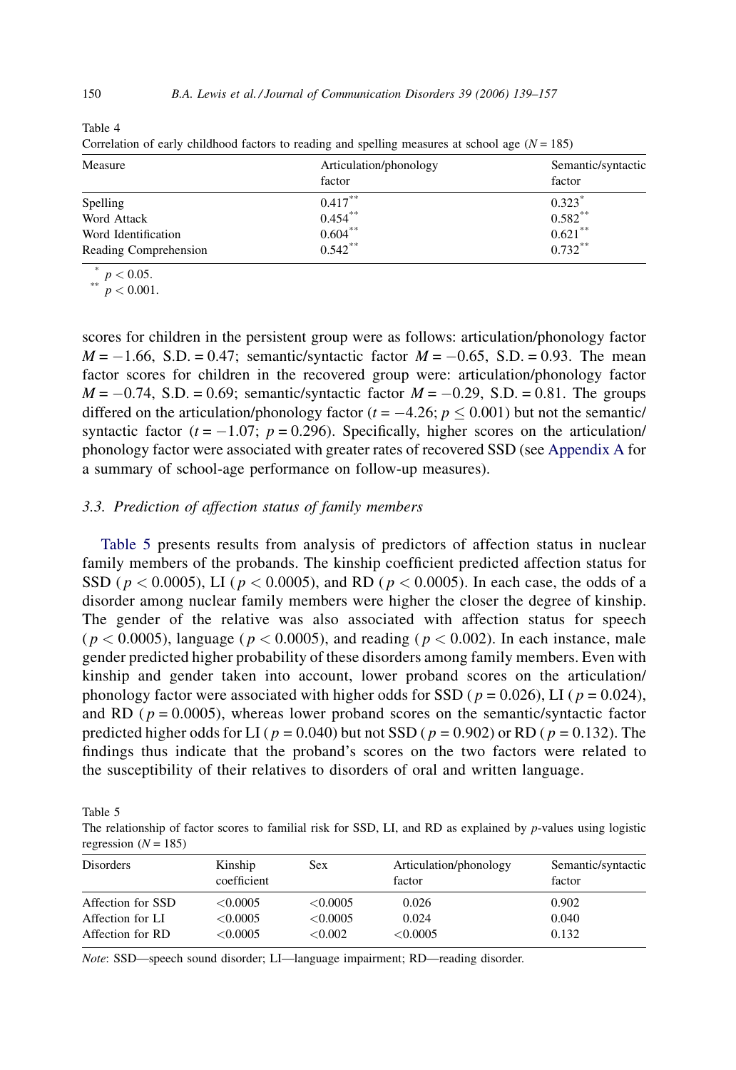Table 4

Correlation of early childhood factors to reading and spelling measures at school age ($N = 185$)

| Measure | Articulation/phonology factor | Semantic/syntactic factor |
|---|---|---|
| Spelling | 0.417** | 0.323* |
| Word Attack | 0.454** | 0.582** |
| Word Identification | 0.604** | 0.621** |
| Reading Comprehension | 0.542** | 0.732** |

* $p < 0.05$.

** $p < 0.001$.

scores for children in the persistent group were as follows: articulation/phonology factor $M = -1.66$, S.D. = 0.47; semantic/syntactic factor $M = -0.65$, S.D. = 0.93. The mean factor scores for children in the recovered group were: articulation/phonology factor $M = -0.74$, S.D. = 0.69; semantic/syntactic factor $M = -0.29$, S.D. = 0.81. The groups differed on the articulation/phonology factor ($t = -4.26$; $p \leq 0.001$) but not the semantic/syntactic factor ($t = -1.07$; $p = 0.296$). Specifically, higher scores on the articulation/phonology factor were associated with greater rates of recovered SSD (see Appendix A for a summary of school-age performance on follow-up measures).

### 3.3. Prediction of affection status of family members

Table 5 presents results from analysis of predictors of affection status in nuclear family members of the probands. The kinship coefficient predicted affection status for SSD ($p < 0.0005$), LI ($p < 0.0005$), and RD ($p < 0.0005$). In each case, the odds of a disorder among nuclear family members were higher the closer the degree of kinship. The gender of the relative was also associated with affection status for speech ($p < 0.0005$), language ($p < 0.0005$), and reading ($p < 0.002$). In each instance, male gender predicted higher probability of these disorders among family members. Even with kinship and gender taken into account, lower proband scores on the articulation/phonology factor were associated with higher odds for SSD ($p = 0.026$), LI ($p = 0.024$), and RD ($p = 0.0005$), whereas lower proband scores on the semantic/syntactic factor predicted higher odds for LI ($p = 0.040$) but not SSD ($p = 0.902$) or RD ($p = 0.132$). The findings thus indicate that the proband's scores on the two factors were related to the susceptibility of their relatives to disorders of oral and written language.

Table 5

The relationship of factor scores to familial risk for SSD, LI, and RD as explained by $p$-values using logistic regression ($N = 185$)

| Disorders | Kinship coefficient | Sex | Articulation/phonology factor | Semantic/syntactic factor |
|---|---|---|---|---|
| Affection for SSD | <0.0005 | <0.0005 | 0.026 | 0.902 |
| Affection for LI | <0.0005 | <0.0005 | 0.024 | 0.040 |
| Affection for RD | <0.0005 | <0.002 | <0.0005 | 0.132 |

*Note*: SSD—speech sound disorder; LI—language impairment; RD—reading disorder.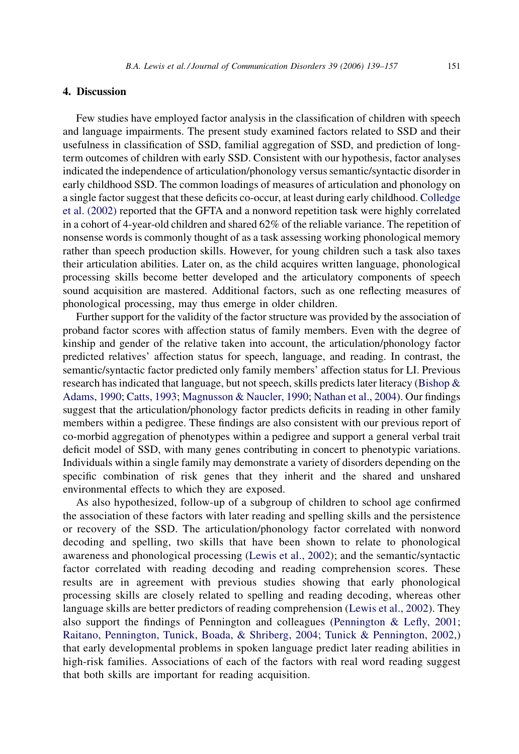## 4. Discussion

Few studies have employed factor analysis in the classification of children with speech and language impairments. The present study examined factors related to SSD and their usefulness in classification of SSD, familial aggregation of SSD, and prediction of long-term outcomes of children with early SSD. Consistent with our hypothesis, factor analyses indicated the independence of articulation/phonology versus semantic/syntactic disorder in early childhood SSD. The common loadings of measures of articulation and phonology on a single factor suggest that these deficits co-occur, at least during early childhood. Colledge et al. (2002) reported that the GFTA and a nonword repetition task were highly correlated in a cohort of 4-year-old children and shared 62% of the reliable variance. The repetition of nonsense words is commonly thought of as a task assessing working phonological memory rather than speech production skills. However, for young children such a task also taxes their articulation abilities. Later on, as the child acquires written language, phonological processing skills become better developed and the articulatory components of speech sound acquisition are mastered. Additional factors, such as one reflecting measures of phonological processing, may thus emerge in older children.

Further support for the validity of the factor structure was provided by the association of proband factor scores with affection status of family members. Even with the degree of kinship and gender of the relative taken into account, the articulation/phonology factor predicted relatives' affection status for speech, language, and reading. In contrast, the semantic/syntactic factor predicted only family members' affection status for LI. Previous research has indicated that language, but not speech, skills predicts later literacy (Bishop & Adams, 1990; Catts, 1993; Magnusson & Naucler, 1990; Nathan et al., 2004). Our findings suggest that the articulation/phonology factor predicts deficits in reading in other family members within a pedigree. These findings are also consistent with our previous report of co-morbid aggregation of phenotypes within a pedigree and support a general verbal trait deficit model of SSD, with many genes contributing in concert to phenotypic variations. Individuals within a single family may demonstrate a variety of disorders depending on the specific combination of risk genes that they inherit and the shared and unshared environmental effects to which they are exposed.

As also hypothesized, follow-up of a subgroup of children to school age confirmed the association of these factors with later reading and spelling skills and the persistence or recovery of the SSD. The articulation/phonology factor correlated with nonword decoding and spelling, two skills that have been shown to relate to phonological awareness and phonological processing (Lewis et al., 2002); and the semantic/syntactic factor correlated with reading decoding and reading comprehension scores. These results are in agreement with previous studies showing that early phonological processing skills are closely related to spelling and reading decoding, whereas other language skills are better predictors of reading comprehension (Lewis et al., 2002). They also support the findings of Pennington and colleagues (Pennington & Lefly, 2001; Raitano, Pennington, Tunick, Boada, & Shriberg, 2004; Tunick & Pennington, 2002,) that early developmental problems in spoken language predict later reading abilities in high-risk families. Associations of each of the factors with real word reading suggest that both skills are important for reading acquisition.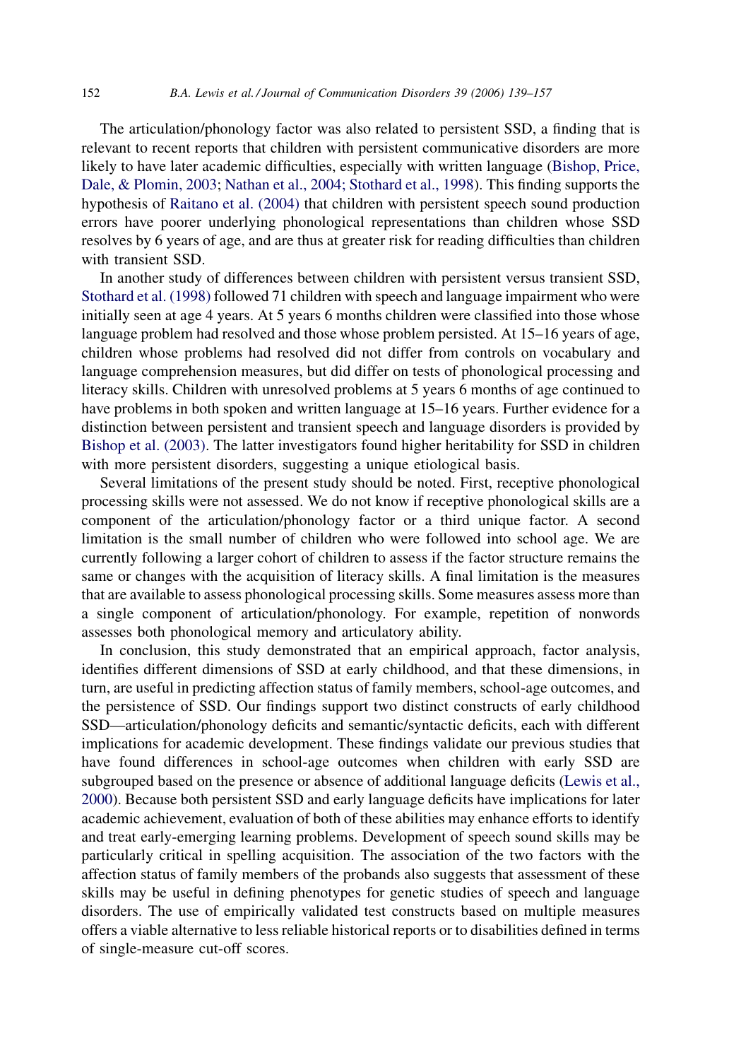The articulation/phonology factor was also related to persistent SSD, a finding that is relevant to recent reports that children with persistent communicative disorders are more likely to have later academic difficulties, especially with written language (Bishop, Price, Dale, & Plomin, 2003; Nathan et al., 2004; Stothard et al., 1998). This finding supports the hypothesis of Raitano et al. (2004) that children with persistent speech sound production errors have poorer underlying phonological representations than children whose SSD resolves by 6 years of age, and are thus at greater risk for reading difficulties than children with transient SSD.

In another study of differences between children with persistent versus transient SSD, Stothard et al. (1998) followed 71 children with speech and language impairment who were initially seen at age 4 years. At 5 years 6 months children were classified into those whose language problem had resolved and those whose problem persisted. At 15–16 years of age, children whose problems had resolved did not differ from controls on vocabulary and language comprehension measures, but did differ on tests of phonological processing and literacy skills. Children with unresolved problems at 5 years 6 months of age continued to have problems in both spoken and written language at 15–16 years. Further evidence for a distinction between persistent and transient speech and language disorders is provided by Bishop et al. (2003). The latter investigators found higher heritability for SSD in children with more persistent disorders, suggesting a unique etiological basis.

Several limitations of the present study should be noted. First, receptive phonological processing skills were not assessed. We do not know if receptive phonological skills are a component of the articulation/phonology factor or a third unique factor. A second limitation is the small number of children who were followed into school age. We are currently following a larger cohort of children to assess if the factor structure remains the same or changes with the acquisition of literacy skills. A final limitation is the measures that are available to assess phonological processing skills. Some measures assess more than a single component of articulation/phonology. For example, repetition of nonwords assesses both phonological memory and articulatory ability.

In conclusion, this study demonstrated that an empirical approach, factor analysis, identifies different dimensions of SSD at early childhood, and that these dimensions, in turn, are useful in predicting affection status of family members, school-age outcomes, and the persistence of SSD. Our findings support two distinct constructs of early childhood SSD—articulation/phonology deficits and semantic/syntactic deficits, each with different implications for academic development. These findings validate our previous studies that have found differences in school-age outcomes when children with early SSD are subgrouped based on the presence or absence of additional language deficits (Lewis et al., 2000). Because both persistent SSD and early language deficits have implications for later academic achievement, evaluation of both of these abilities may enhance efforts to identify and treat early-emerging learning problems. Development of speech sound skills may be particularly critical in spelling acquisition. The association of the two factors with the affection status of family members of the probands also suggests that assessment of these skills may be useful in defining phenotypes for genetic studies of speech and language disorders. The use of empirically validated test constructs based on multiple measures offers a viable alternative to less reliable historical reports or to disabilities defined in terms of single-measure cut-off scores.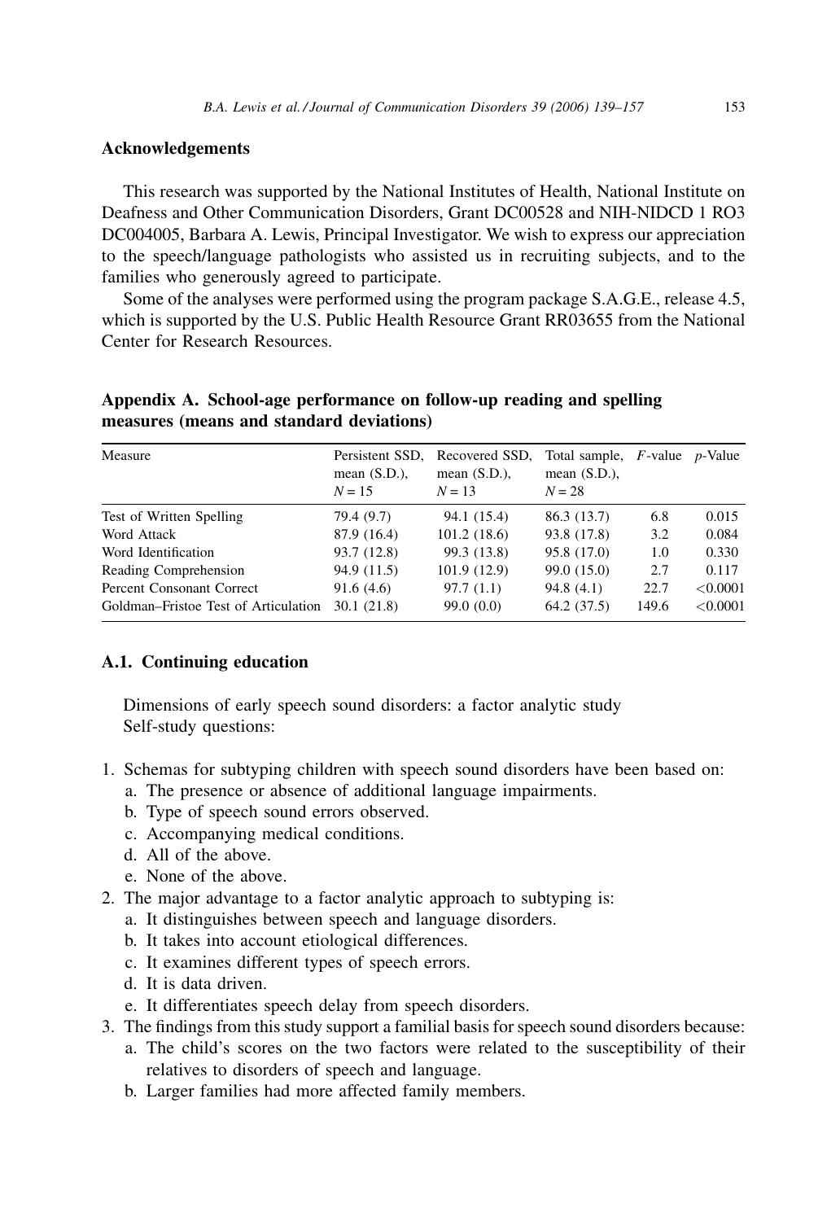## Acknowledgements

This research was supported by the National Institutes of Health, National Institute on Deafness and Other Communication Disorders, Grant DC00528 and NIH-NIDCD 1 RO3 DC004005, Barbara A. Lewis, Principal Investigator. We wish to express our appreciation to the speech/language pathologists who assisted us in recruiting subjects, and to the families who generously agreed to participate.

Some of the analyses were performed using the program package S.A.G.E., release 4.5, which is supported by the U.S. Public Health Resource Grant RR03655 from the National Center for Research Resources.

## Appendix A. School-age performance on follow-up reading and spelling measures (means and standard deviations)

| Measure | Persistent SSD, mean (S.D.), $N = 15$ | Recovered SSD, mean (S.D.), $N = 13$ | Total sample, mean (S.D.), $N = 28$ | $F$-value | $p$-Value |
|---|---|---|---|---|---|
| Test of Written Spelling | 79.4 (9.7) | 94.1 (15.4) | 86.3 (13.7) | 6.8 | 0.015 |
| Word Attack | 87.9 (16.4) | 101.2 (18.6) | 93.8 (17.8) | 3.2 | 0.084 |
| Word Identification | 93.7 (12.8) | 99.3 (13.8) | 95.8 (17.0) | 1.0 | 0.330 |
| Reading Comprehension | 94.9 (11.5) | 101.9 (12.9) | 99.0 (15.0) | 2.7 | 0.117 |
| Percent Consonant Correct | 91.6 (4.6) | 97.7 (1.1) | 94.8 (4.1) | 22.7 | <0.0001 |
| Goldman–Fristoe Test of Articulation | 30.1 (21.8) | 99.0 (0.0) | 64.2 (37.5) | 149.6 | <0.0001 |

### A.1. Continuing education

Dimensions of early speech sound disorders: a factor analytic study
Self-study questions:

1. Schemas for subtyping children with speech sound disorders have been based on:
   a. The presence or absence of additional language impairments.
   b. Type of speech sound errors observed.
   c. Accompanying medical conditions.
   d. All of the above.
   e. None of the above.
2. The major advantage to a factor analytic approach to subtyping is:
   a. It distinguishes between speech and language disorders.
   b. It takes into account etiological differences.
   c. It examines different types of speech errors.
   d. It is data driven.
   e. It differentiates speech delay from speech disorders.
3. The findings from this study support a familial basis for speech sound disorders because:
   a. The child's scores on the two factors were related to the susceptibility of their relatives to disorders of speech and language.
   b. Larger families had more affected family members.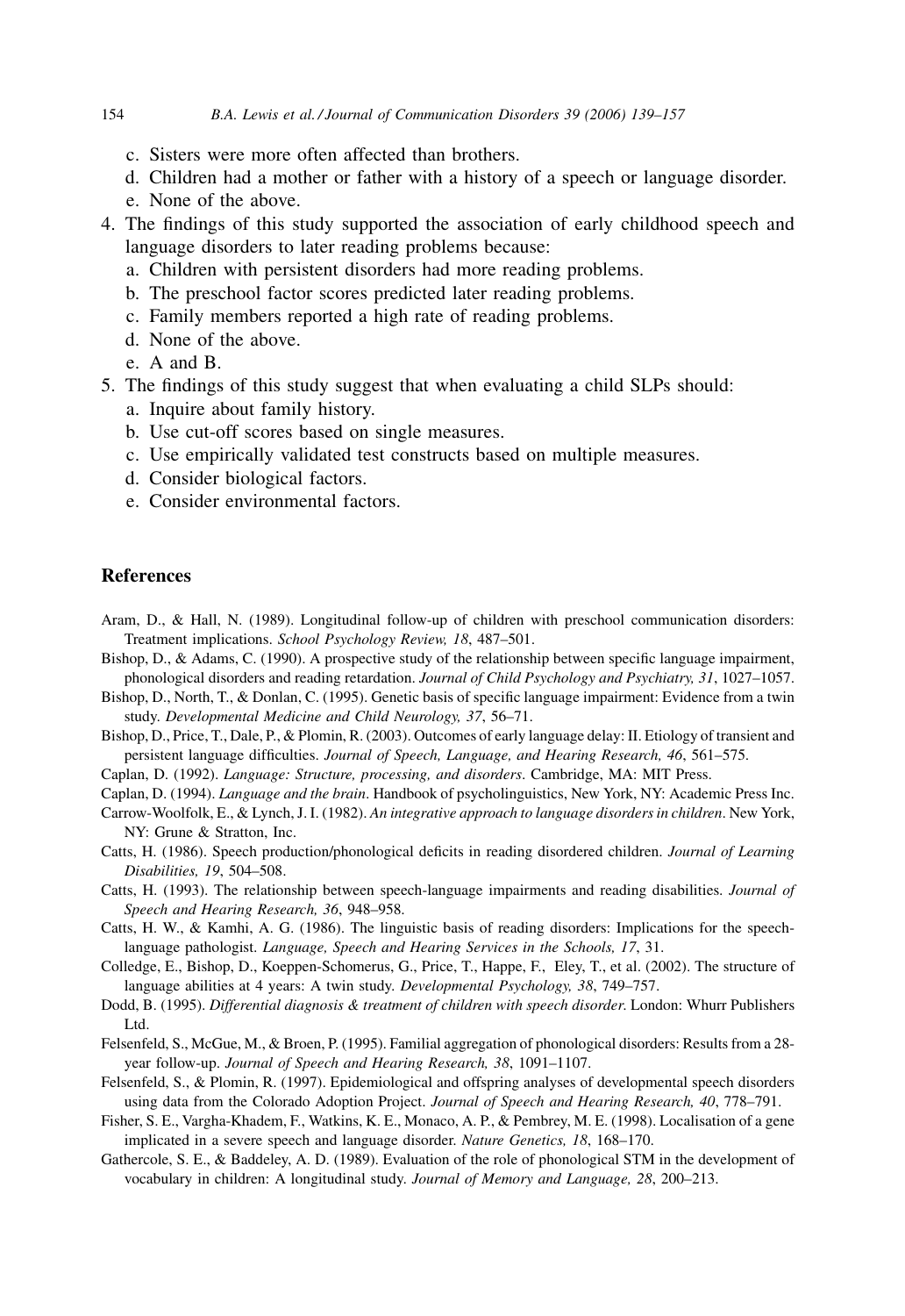c. Sisters were more often affected than brothers.
   d. Children had a mother or father with a history of a speech or language disorder.
   e. None of the above.
4. The findings of this study supported the association of early childhood speech and language disorders to later reading problems because:
   a. Children with persistent disorders had more reading problems.
   b. The preschool factor scores predicted later reading problems.
   c. Family members reported a high rate of reading problems.
   d. None of the above.
   e. A and B.
5. The findings of this study suggest that when evaluating a child SLPs should:
   a. Inquire about family history.
   b. Use cut-off scores based on single measures.
   c. Use empirically validated test constructs based on multiple measures.
   d. Consider biological factors.
   e. Consider environmental factors.

## References

Aram, D., & Hall, N. (1989). Longitudinal follow-up of children with preschool communication disorders: Treatment implications. *School Psychology Review, 18*, 487–501.

Bishop, D., & Adams, C. (1990). A prospective study of the relationship between specific language impairment, phonological disorders and reading retardation. *Journal of Child Psychology and Psychiatry, 31*, 1027–1057.

Bishop, D., North, T., & Donlan, C. (1995). Genetic basis of specific language impairment: Evidence from a twin study. *Developmental Medicine and Child Neurology, 37*, 56–71.

Bishop, D., Price, T., Dale, P., & Plomin, R. (2003). Outcomes of early language delay: II. Etiology of transient and persistent language difficulties. *Journal of Speech, Language, and Hearing Research, 46*, 561–575.

Caplan, D. (1992). *Language: Structure, processing, and disorders*. Cambridge, MA: MIT Press.

Caplan, D. (1994). *Language and the brain*. Handbook of psycholinguistics, New York, NY: Academic Press Inc.

Carrow-Woolfolk, E., & Lynch, J. I. (1982). *An integrative approach to language disorders in children*. New York, NY: Grune & Stratton, Inc.

Catts, H. (1986). Speech production/phonological deficits in reading disordered children. *Journal of Learning Disabilities, 19*, 504–508.

Catts, H. (1993). The relationship between speech-language impairments and reading disabilities. *Journal of Speech and Hearing Research, 36*, 948–958.

Catts, H. W., & Kamhi, A. G. (1986). The linguistic basis of reading disorders: Implications for the speech-language pathologist. *Language, Speech and Hearing Services in the Schools, 17*, 31.

Colledge, E., Bishop, D., Koeppen-Schomerus, G., Price, T., Happe, F., Eley, T., et al. (2002). The structure of language abilities at 4 years: A twin study. *Developmental Psychology, 38*, 749–757.

Dodd, B. (1995). *Differential diagnosis & treatment of children with speech disorder*. London: Whurr Publishers Ltd.

Felsenfeld, S., McGue, M., & Broen, P. (1995). Familial aggregation of phonological disorders: Results from a 28-year follow-up. *Journal of Speech and Hearing Research, 38*, 1091–1107.

Felsenfeld, S., & Plomin, R. (1997). Epidemiological and offspring analyses of developmental speech disorders using data from the Colorado Adoption Project. *Journal of Speech and Hearing Research, 40*, 778–791.

Fisher, S. E., Vargha-Khadem, F., Watkins, K. E., Monaco, A. P., & Pembrey, M. E. (1998). Localisation of a gene implicated in a severe speech and language disorder. *Nature Genetics, 18*, 168–170.

Gathercole, S. E., & Baddeley, A. D. (1989). Evaluation of the role of phonological STM in the development of vocabulary in children: A longitudinal study. *Journal of Memory and Language, 28*, 200–213.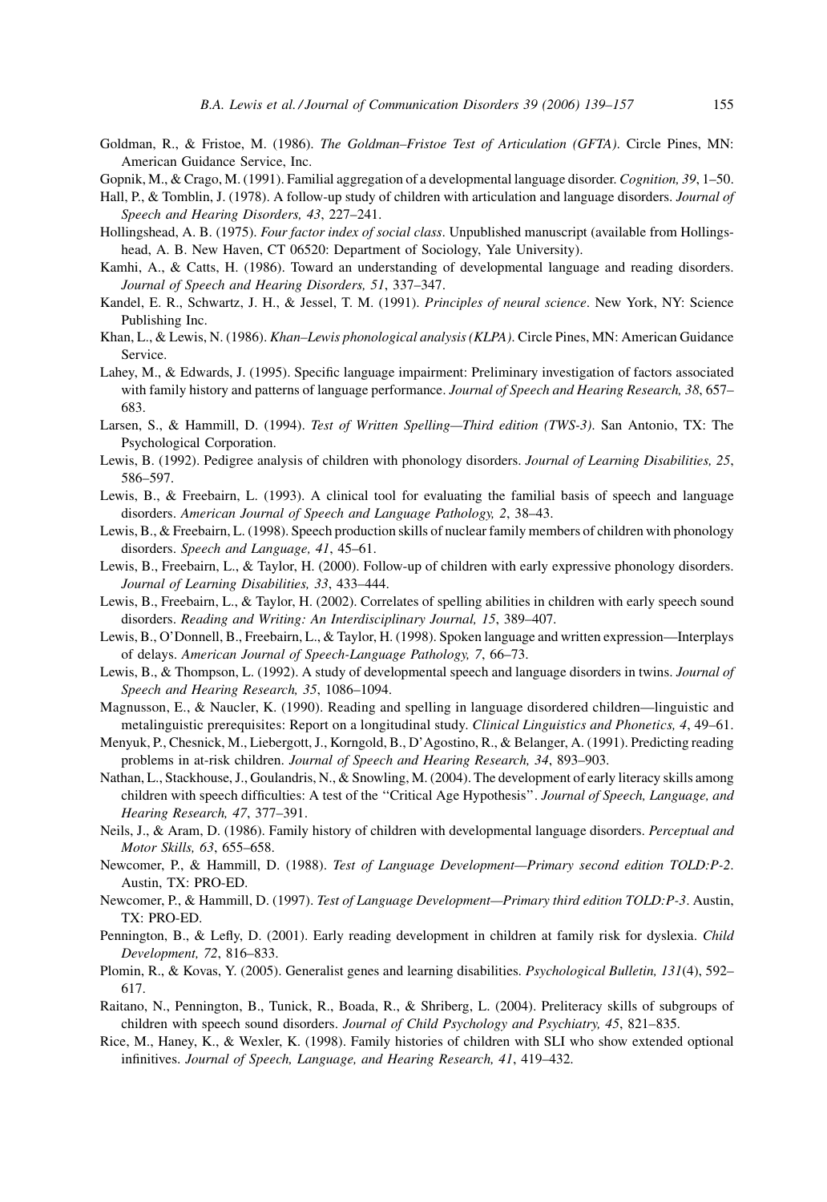Goldman, R., & Fristoe, M. (1986). *The Goldman–Fristoe Test of Articulation (GFTA)*. Circle Pines, MN: American Guidance Service, Inc.

Gopnik, M., & Crago, M. (1991). Familial aggregation of a developmental language disorder. *Cognition, 39*, 1–50.

Hall, P., & Tomblin, J. (1978). A follow-up study of children with articulation and language disorders. *Journal of Speech and Hearing Disorders, 43*, 227–241.

Hollingshead, A. B. (1975). *Four factor index of social class*. Unpublished manuscript (available from Hollingshead, A. B. New Haven, CT 06520: Department of Sociology, Yale University).

Kamhi, A., & Catts, H. (1986). Toward an understanding of developmental language and reading disorders. *Journal of Speech and Hearing Disorders, 51*, 337–347.

Kandel, E. R., Schwartz, J. H., & Jessel, T. M. (1991). *Principles of neural science*. New York, NY: Science Publishing Inc.

Khan, L., & Lewis, N. (1986). *Khan–Lewis phonological analysis (KLPA)*. Circle Pines, MN: American Guidance Service.

Lahey, M., & Edwards, J. (1995). Specific language impairment: Preliminary investigation of factors associated with family history and patterns of language performance. *Journal of Speech and Hearing Research, 38*, 657–683.

Larsen, S., & Hammill, D. (1994). *Test of Written Spelling—Third edition (TWS-3)*. San Antonio, TX: The Psychological Corporation.

Lewis, B. (1992). Pedigree analysis of children with phonology disorders. *Journal of Learning Disabilities, 25*, 586–597.

Lewis, B., & Freebairn, L. (1993). A clinical tool for evaluating the familial basis of speech and language disorders. *American Journal of Speech and Language Pathology, 2*, 38–43.

Lewis, B., & Freebairn, L. (1998). Speech production skills of nuclear family members of children with phonology disorders. *Speech and Language, 41*, 45–61.

Lewis, B., Freebairn, L., & Taylor, H. (2000). Follow-up of children with early expressive phonology disorders. *Journal of Learning Disabilities, 33*, 433–444.

Lewis, B., Freebairn, L., & Taylor, H. (2002). Correlates of spelling abilities in children with early speech sound disorders. *Reading and Writing: An Interdisciplinary Journal, 15*, 389–407.

Lewis, B., O'Donnell, B., Freebairn, L., & Taylor, H. (1998). Spoken language and written expression—Interplays of delays. *American Journal of Speech-Language Pathology, 7*, 66–73.

Lewis, B., & Thompson, L. (1992). A study of developmental speech and language disorders in twins. *Journal of Speech and Hearing Research, 35*, 1086–1094.

Magnusson, E., & Naucler, K. (1990). Reading and spelling in language disordered children—linguistic and metalinguistic prerequisites: Report on a longitudinal study. *Clinical Linguistics and Phonetics, 4*, 49–61.

Menyuk, P., Chesnick, M., Liebergott, J., Korngold, B., D'Agostino, R., & Belanger, A. (1991). Predicting reading problems in at-risk children. *Journal of Speech and Hearing Research, 34*, 893–903.

Nathan, L., Stackhouse, J., Goulandris, N., & Snowling, M. (2004). The development of early literacy skills among children with speech difficulties: A test of the ''Critical Age Hypothesis''. *Journal of Speech, Language, and Hearing Research, 47*, 377–391.

Neils, J., & Aram, D. (1986). Family history of children with developmental language disorders. *Perceptual and Motor Skills, 63*, 655–658.

Newcomer, P., & Hammill, D. (1988). *Test of Language Development—Primary second edition TOLD:P-2*. Austin, TX: PRO-ED.

Newcomer, P., & Hammill, D. (1997). *Test of Language Development—Primary third edition TOLD:P-3*. Austin, TX: PRO-ED.

Pennington, B., & Lefly, D. (2001). Early reading development in children at family risk for dyslexia. *Child Development, 72*, 816–833.

Plomin, R., & Kovas, Y. (2005). Generalist genes and learning disabilities. *Psychological Bulletin, 131*(4), 592–617.

Raitano, N., Pennington, B., Tunick, R., Boada, R., & Shriberg, L. (2004). Preliteracy skills of subgroups of children with speech sound disorders. *Journal of Child Psychology and Psychiatry, 45*, 821–835.

Rice, M., Haney, K., & Wexler, K. (1998). Family histories of children with SLI who show extended optional infinitives. *Journal of Speech, Language, and Hearing Research, 41*, 419–432.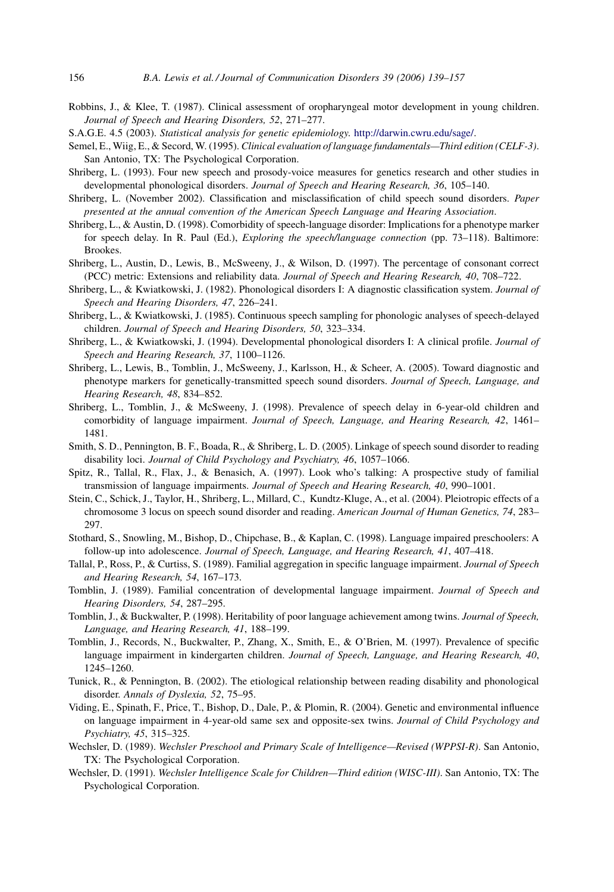Robbins, J., & Klee, T. (1987). Clinical assessment of oropharyngeal motor development in young children. *Journal of Speech and Hearing Disorders, 52*, 271–277.

S.A.G.E. 4.5 (2003). *Statistical analysis for genetic epidemiology.* http://darwin.cwru.edu/sage/.

Semel, E., Wiig, E., & Secord, W. (1995). *Clinical evaluation of language fundamentals—Third edition (CELF-3)*. San Antonio, TX: The Psychological Corporation.

Shriberg, L. (1993). Four new speech and prosody-voice measures for genetics research and other studies in developmental phonological disorders. *Journal of Speech and Hearing Research, 36*, 105–140.

Shriberg, L. (November 2002). Classification and misclassification of child speech sound disorders. *Paper presented at the annual convention of the American Speech Language and Hearing Association*.

Shriberg, L., & Austin, D. (1998). Comorbidity of speech-language disorder: Implications for a phenotype marker for speech delay. In R. Paul (Ed.), *Exploring the speech/language connection* (pp. 73–118). Baltimore: Brookes.

Shriberg, L., Austin, D., Lewis, B., McSweeny, J., & Wilson, D. (1997). The percentage of consonant correct (PCC) metric: Extensions and reliability data. *Journal of Speech and Hearing Research, 40*, 708–722.

Shriberg, L., & Kwiatkowski, J. (1982). Phonological disorders I: A diagnostic classification system. *Journal of Speech and Hearing Disorders, 47*, 226–241.

Shriberg, L., & Kwiatkowski, J. (1985). Continuous speech sampling for phonologic analyses of speech-delayed children. *Journal of Speech and Hearing Disorders, 50*, 323–334.

Shriberg, L., & Kwiatkowski, J. (1994). Developmental phonological disorders I: A clinical profile. *Journal of Speech and Hearing Research, 37*, 1100–1126.

Shriberg, L., Lewis, B., Tomblin, J., McSweeny, J., Karlsson, H., & Scheer, A. (2005). Toward diagnostic and phenotype markers for genetically-transmitted speech sound disorders. *Journal of Speech, Language, and Hearing Research, 48*, 834–852.

Shriberg, L., Tomblin, J., & McSweeny, J. (1998). Prevalence of speech delay in 6-year-old children and comorbidity of language impairment. *Journal of Speech, Language, and Hearing Research, 42*, 1461–1481.

Smith, S. D., Pennington, B. F., Boada, R., & Shriberg, L. D. (2005). Linkage of speech sound disorder to reading disability loci. *Journal of Child Psychology and Psychiatry, 46*, 1057–1066.

Spitz, R., Tallal, R., Flax, J., & Benasich, A. (1997). Look who's talking: A prospective study of familial transmission of language impairments. *Journal of Speech and Hearing Research, 40*, 990–1001.

Stein, C., Schick, J., Taylor, H., Shriberg, L., Millard, C., Kundtz-Kluge, A., et al. (2004). Pleiotropic effects of a chromosome 3 locus on speech sound disorder and reading. *American Journal of Human Genetics, 74*, 283–297.

Stothard, S., Snowling, M., Bishop, D., Chipchase, B., & Kaplan, C. (1998). Language impaired preschoolers: A follow-up into adolescence. *Journal of Speech, Language, and Hearing Research, 41*, 407–418.

Tallal, P., Ross, P., & Curtiss, S. (1989). Familial aggregation in specific language impairment. *Journal of Speech and Hearing Research, 54*, 167–173.

Tomblin, J. (1989). Familial concentration of developmental language impairment. *Journal of Speech and Hearing Disorders, 54*, 287–295.

Tomblin, J., & Buckwalter, P. (1998). Heritability of poor language achievement among twins. *Journal of Speech, Language, and Hearing Research, 41*, 188–199.

Tomblin, J., Records, N., Buckwalter, P., Zhang, X., Smith, E., & O'Brien, M. (1997). Prevalence of specific language impairment in kindergarten children. *Journal of Speech, Language, and Hearing Research, 40*, 1245–1260.

Tunick, R., & Pennington, B. (2002). The etiological relationship between reading disability and phonological disorder. *Annals of Dyslexia, 52*, 75–95.

Viding, E., Spinath, F., Price, T., Bishop, D., Dale, P., & Plomin, R. (2004). Genetic and environmental influence on language impairment in 4-year-old same sex and opposite-sex twins. *Journal of Child Psychology and Psychiatry, 45*, 315–325.

Wechsler, D. (1989). *Wechsler Preschool and Primary Scale of Intelligence—Revised (WPPSI-R)*. San Antonio, TX: The Psychological Corporation.

Wechsler, D. (1991). *Wechsler Intelligence Scale for Children—Third edition (WISC-III)*. San Antonio, TX: The Psychological Corporation.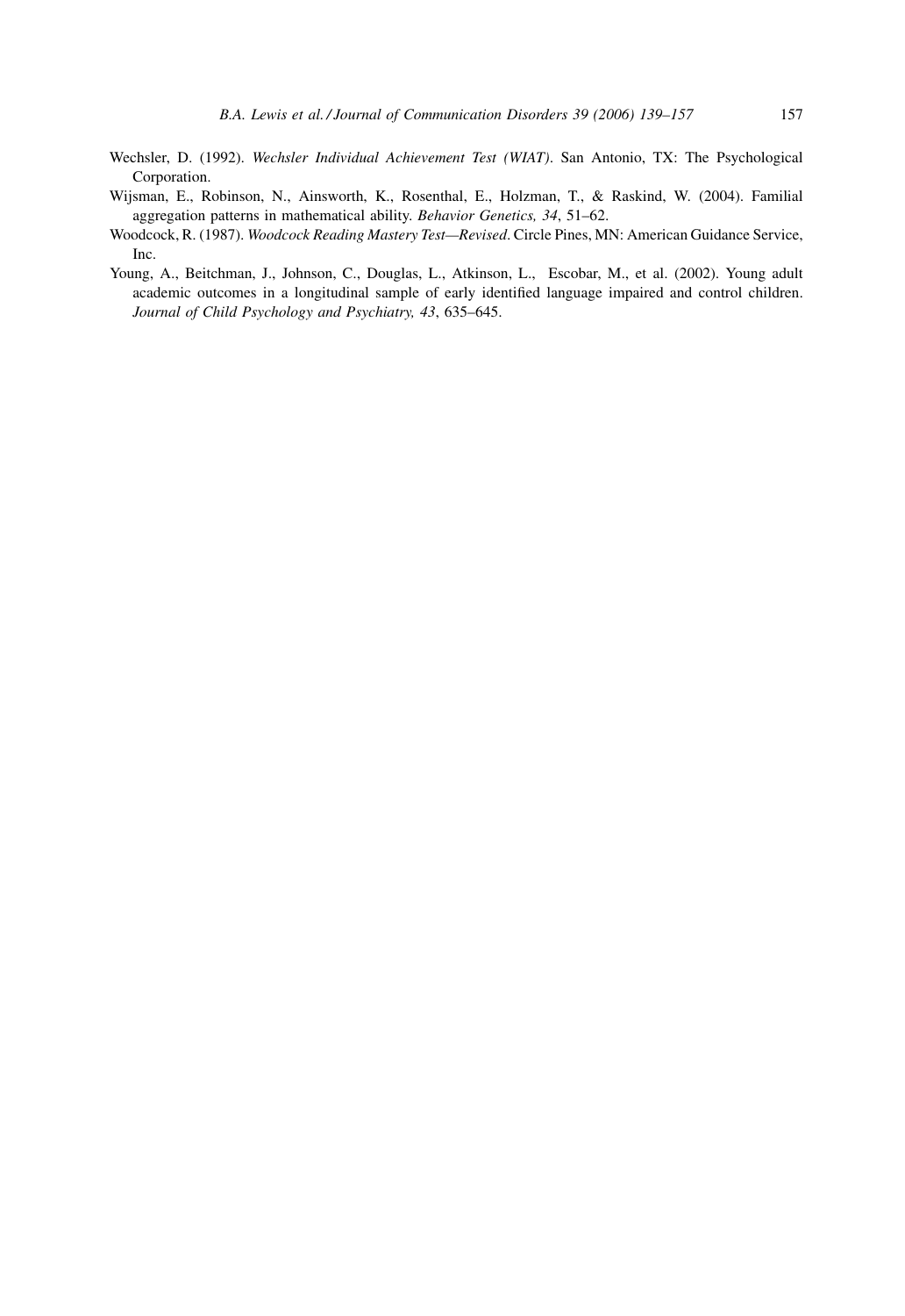Wechsler, D. (1992). *Wechsler Individual Achievement Test (WIAT)*. San Antonio, TX: The Psychological Corporation.

Wijsman, E., Robinson, N., Ainsworth, K., Rosenthal, E., Holzman, T., & Raskind, W. (2004). Familial aggregation patterns in mathematical ability. *Behavior Genetics, 34*, 51–62.

Woodcock, R. (1987). *Woodcock Reading Mastery Test—Revised*. Circle Pines, MN: American Guidance Service, Inc.

Young, A., Beitchman, J., Johnson, C., Douglas, L., Atkinson, L., Escobar, M., et al. (2002). Young adult academic outcomes in a longitudinal sample of early identified language impaired and control children. *Journal of Child Psychology and Psychiatry, 43*, 635–645.